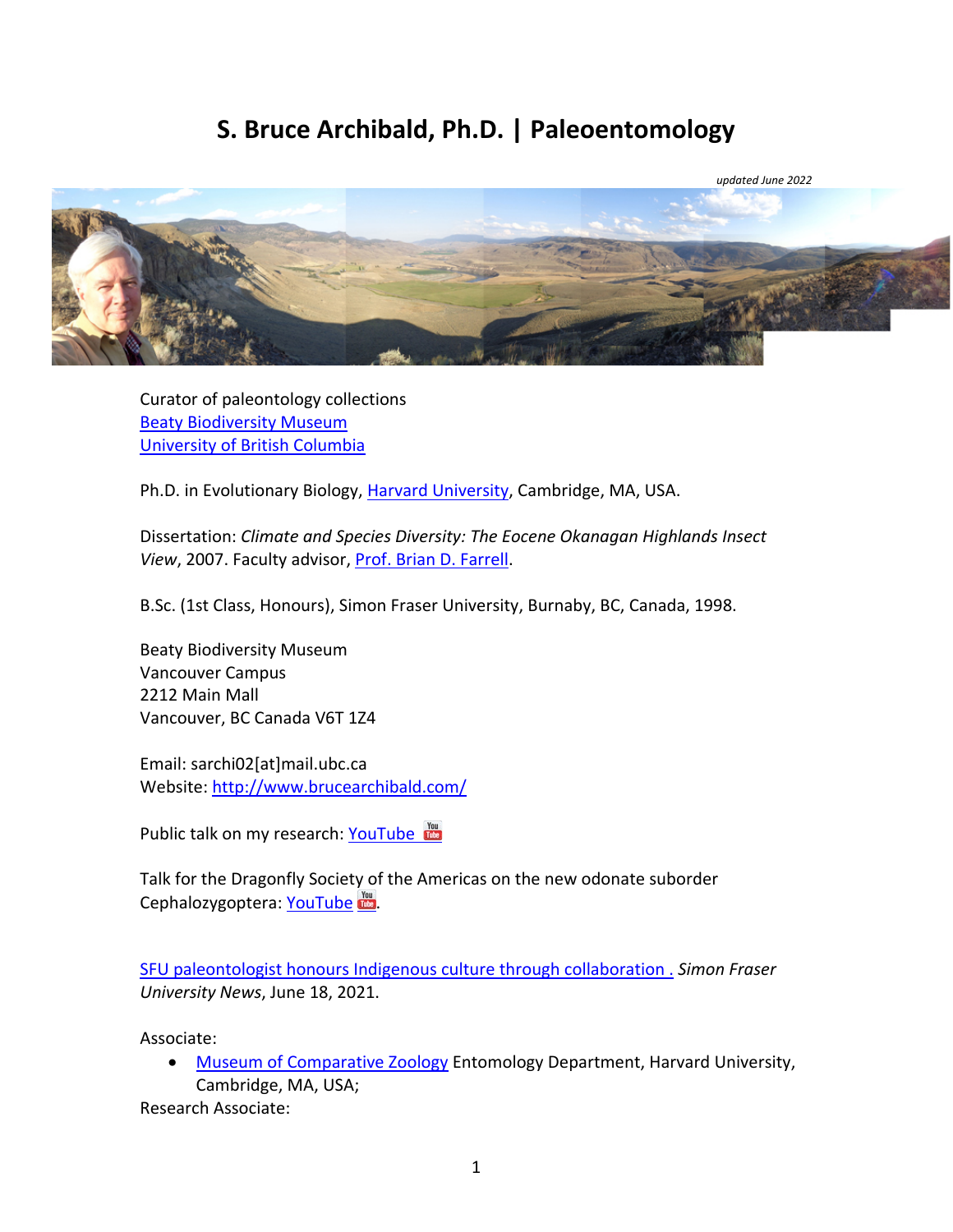# S. Bruce Archibald, Ph.D. | Paleoentomology

*updated June 2022*

Curator of paleontology collections
Beaty Biodiversity Museum
University of British Columbia

Ph.D. in Evolutionary Biology, Harvard University, Cambridge, MA, USA.

Dissertation: *Climate and Species Diversity: The Eocene Okanagan Highlands Insect View*, 2007. Faculty advisor, Prof. Brian D. Farrell.

B.Sc. (1st Class, Honours), Simon Fraser University, Burnaby, BC, Canada, 1998.

Beaty Biodiversity Museum
Vancouver Campus
2212 Main Mall
Vancouver, BC Canada V6T 1Z4

Email: sarchi02[at]mail.ubc.ca
Website: http://www.brucearchibald.com/

Public talk on my research: YouTube

Talk for the Dragonfly Society of the Americas on the new odonate suborder Cephalozygoptera: YouTube.

SFU paleontologist honours Indigenous culture through collaboration . *Simon Fraser University News*, June 18, 2021.

Associate:

- Museum of Comparative Zoology Entomology Department, Harvard University, Cambridge, MA, USA;

Research Associate: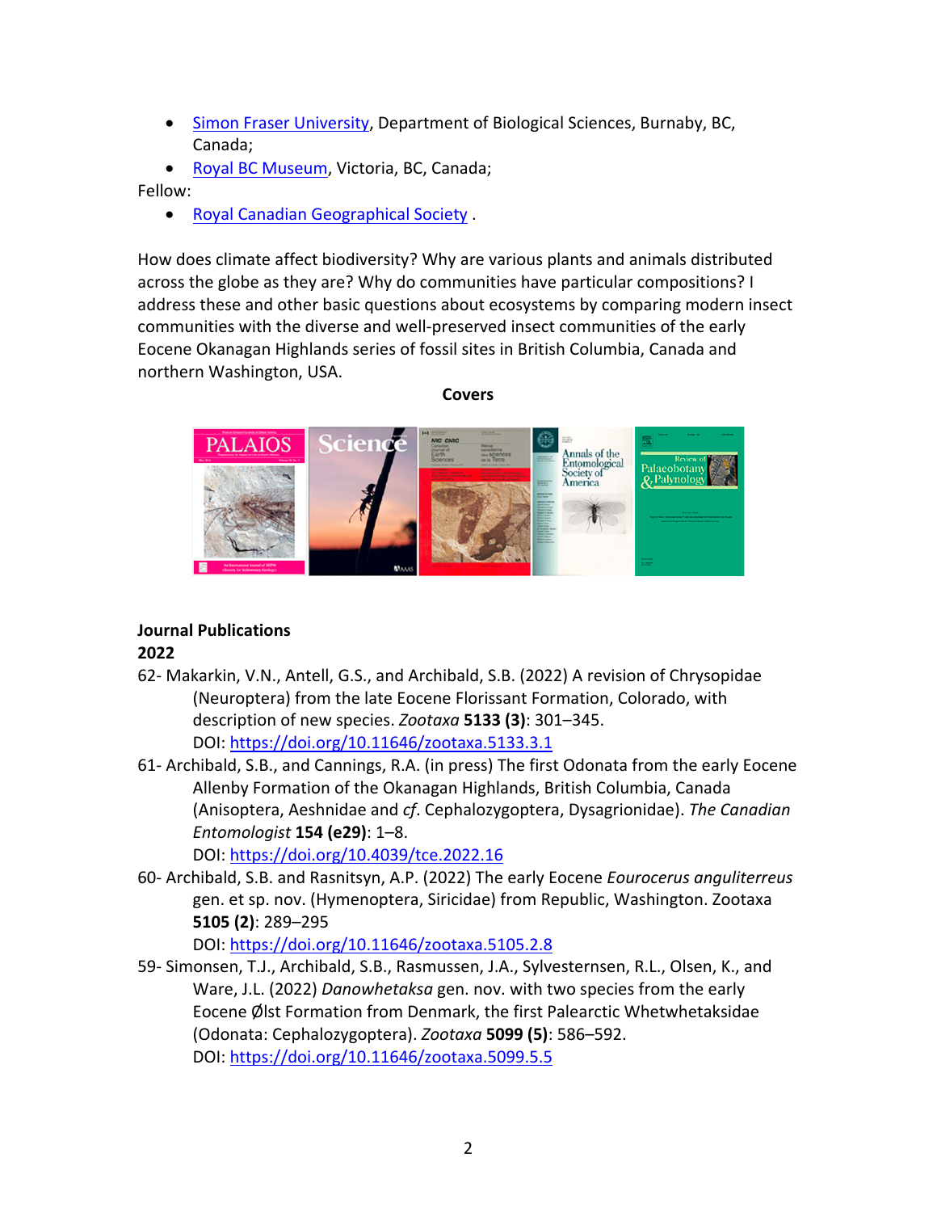- Simon Fraser University, Department of Biological Sciences, Burnaby, BC, Canada;
- Royal BC Museum, Victoria, BC, Canada;

Fellow:

- Royal Canadian Geographical Society .

How does climate affect biodiversity? Why are various plants and animals distributed across the globe as they are? Why do communities have particular compositions? I address these and other basic questions about ecosystems by comparing modern insect communities with the diverse and well-preserved insect communities of the early Eocene Okanagan Highlands series of fossil sites in British Columbia, Canada and northern Washington, USA.

**Covers**

### Journal Publications

#### 2022

62- Makarkin, V.N., Antell, G.S., and Archibald, S.B. (2022) A revision of Chrysopidae (Neuroptera) from the late Eocene Florissant Formation, Colorado, with description of new species. *Zootaxa* **5133 (3)**: 301–345.
DOI: https://doi.org/10.11646/zootaxa.5133.3.1

61- Archibald, S.B., and Cannings, R.A. (in press) The first Odonata from the early Eocene Allenby Formation of the Okanagan Highlands, British Columbia, Canada (Anisoptera, Aeshnidae and *cf*. Cephalozygoptera, Dysagrionidae). *The Canadian Entomologist* **154 (e29)**: 1–8.
DOI: https://doi.org/10.4039/tce.2022.16

60- Archibald, S.B. and Rasnitsyn, A.P. (2022) The early Eocene *Eourocerus anguliterreus* gen. et sp. nov. (Hymenoptera, Siricidae) from Republic, Washington. Zootaxa **5105 (2)**: 289–295
DOI: https://doi.org/10.11646/zootaxa.5105.2.8

59- Simonsen, T.J., Archibald, S.B., Rasmussen, J.A., Sylvesternsen, R.L., Olsen, K., and Ware, J.L. (2022) *Danowhetaksa* gen. nov. with two species from the early Eocene Ølst Formation from Denmark, the first Palearctic Whetwhetaksidae (Odonata: Cephalozygoptera). *Zootaxa* **5099 (5)**: 586–592.
DOI: https://doi.org/10.11646/zootaxa.5099.5.5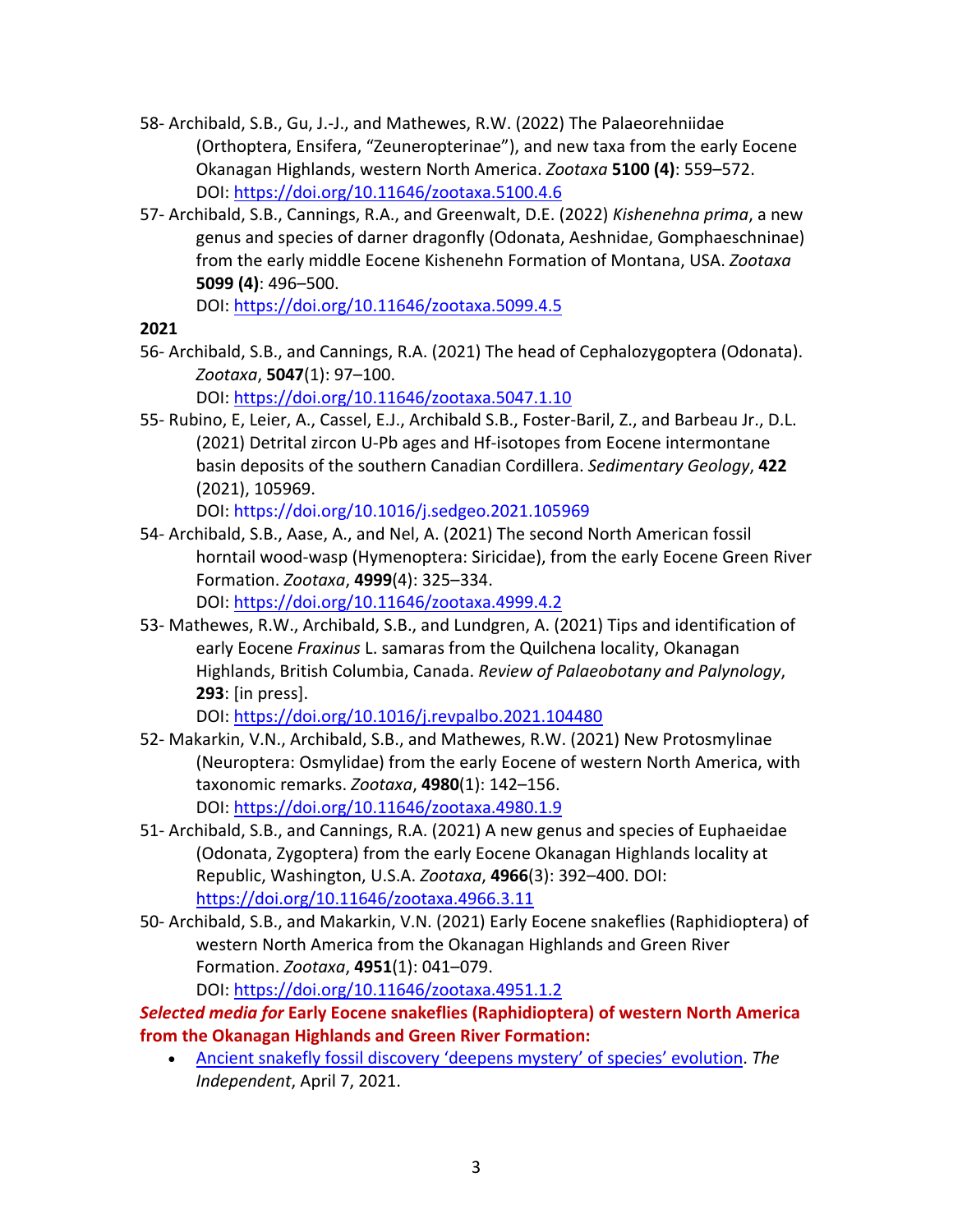58- Archibald, S.B., Gu, J.-J., and Mathewes, R.W. (2022) The Palaeorehniidae (Orthoptera, Ensifera, "Zeuneropterinae"), and new taxa from the early Eocene Okanagan Highlands, western North America. *Zootaxa* **5100 (4)**: 559–572. DOI: https://doi.org/10.11646/zootaxa.5100.4.6

57- Archibald, S.B., Cannings, R.A., and Greenwalt, D.E. (2022) *Kishenehna prima*, a new genus and species of darner dragonfly (Odonata, Aeshnidae, Gomphaeschninae) from the early middle Eocene Kishenehn Formation of Montana, USA. *Zootaxa* **5099 (4)**: 496–500. DOI: https://doi.org/10.11646/zootaxa.5099.4.5

**2021**

56- Archibald, S.B., and Cannings, R.A. (2021) The head of Cephalozygoptera (Odonata). *Zootaxa*, **5047**(1): 97–100. DOI: https://doi.org/10.11646/zootaxa.5047.1.10

55- Rubino, E, Leier, A., Cassel, E.J., Archibald S.B., Foster-Baril, Z., and Barbeau Jr., D.L. (2021) Detrital zircon U-Pb ages and Hf-isotopes from Eocene intermontane basin deposits of the southern Canadian Cordillera. *Sedimentary Geology*, **422** (2021), 105969. DOI: https://doi.org/10.1016/j.sedgeo.2021.105969

54- Archibald, S.B., Aase, A., and Nel, A. (2021) The second North American fossil horntail wood-wasp (Hymenoptera: Siricidae), from the early Eocene Green River Formation. *Zootaxa*, **4999**(4): 325–334. DOI: https://doi.org/10.11646/zootaxa.4999.4.2

53- Mathewes, R.W., Archibald, S.B., and Lundgren, A. (2021) Tips and identification of early Eocene *Fraxinus* L. samaras from the Quilchena locality, Okanagan Highlands, British Columbia, Canada. *Review of Palaeobotany and Palynology*, **293**: [in press]. DOI: https://doi.org/10.1016/j.revpalbo.2021.104480

52- Makarkin, V.N., Archibald, S.B., and Mathewes, R.W. (2021) New Protosmylinae (Neuroptera: Osmylidae) from the early Eocene of western North America, with taxonomic remarks. *Zootaxa*, **4980**(1): 142–156. DOI: https://doi.org/10.11646/zootaxa.4980.1.9

51- Archibald, S.B., and Cannings, R.A. (2021) A new genus and species of Euphaeidae (Odonata, Zygoptera) from the early Eocene Okanagan Highlands locality at Republic, Washington, U.S.A. *Zootaxa*, **4966**(3): 392–400. DOI: https://doi.org/10.11646/zootaxa.4966.3.11

50- Archibald, S.B., and Makarkin, V.N. (2021) Early Eocene snakeflies (Raphidioptera) of western North America from the Okanagan Highlands and Green River Formation. *Zootaxa*, **4951**(1): 041–079. DOI: https://doi.org/10.11646/zootaxa.4951.1.2

***Selected media for* Early Eocene snakeflies (Raphidioptera) of western North America from the Okanagan Highlands and Green River Formation:**

- Ancient snakefly fossil discovery 'deepens mystery' of species' evolution. *The Independent*, April 7, 2021.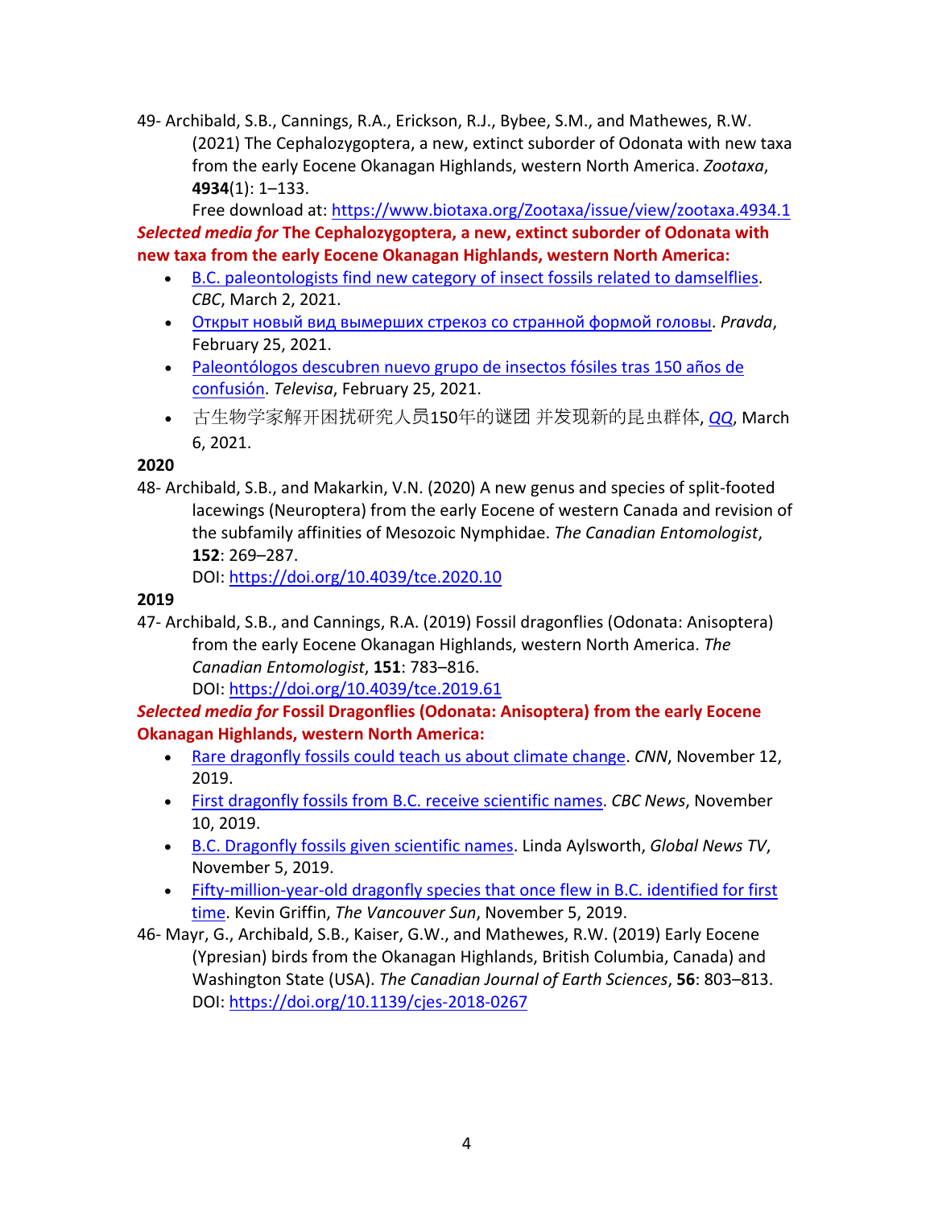49- Archibald, S.B., Cannings, R.A., Erickson, R.J., Bybee, S.M., and Mathewes, R.W. (2021) The Cephalozygoptera, a new, extinct suborder of Odonata with new taxa from the early Eocene Okanagan Highlands, western North America. *Zootaxa*, **4934**(1): 1–133.
Free download at: https://www.biotaxa.org/Zootaxa/issue/view/zootaxa.4934.1

***Selected media for* The Cephalozygoptera, a new, extinct suborder of Odonata with new taxa from the early Eocene Okanagan Highlands, western North America:**

- B.C. paleontologists find new category of insect fossils related to damselflies. *CBC*, March 2, 2021.
- Открыт новый вид вымерших стрекоз со странной формой головы. *Pravda*, February 25, 2021.
- Paleontólogos descubren nuevo grupo de insectos fósiles tras 150 años de confusión. *Televisa*, February 25, 2021.
- 古生物学家解开困扰研究人员150年的谜团 并发现新的昆虫群体, *QQ*, March 6, 2021.

**2020**

48- Archibald, S.B., and Makarkin, V.N. (2020) A new genus and species of split-footed lacewings (Neuroptera) from the early Eocene of western Canada and revision of the subfamily affinities of Mesozoic Nymphidae. *The Canadian Entomologist*, **152**: 269–287.
DOI: https://doi.org/10.4039/tce.2020.10

**2019**

47- Archibald, S.B., and Cannings, R.A. (2019) Fossil dragonflies (Odonata: Anisoptera) from the early Eocene Okanagan Highlands, western North America. *The Canadian Entomologist*, **151**: 783–816.
DOI: https://doi.org/10.4039/tce.2019.61

***Selected media for* Fossil Dragonflies (Odonata: Anisoptera) from the early Eocene Okanagan Highlands, western North America:**

- Rare dragonfly fossils could teach us about climate change. *CNN*, November 12, 2019.
- First dragonfly fossils from B.C. receive scientific names. *CBC News*, November 10, 2019.
- B.C. Dragonfly fossils given scientific names. Linda Aylsworth, *Global News TV*, November 5, 2019.
- Fifty-million-year-old dragonfly species that once flew in B.C. identified for first time. Kevin Griffin, *The Vancouver Sun*, November 5, 2019.

46- Mayr, G., Archibald, S.B., Kaiser, G.W., and Mathewes, R.W. (2019) Early Eocene (Ypresian) birds from the Okanagan Highlands, British Columbia, Canada) and Washington State (USA). *The Canadian Journal of Earth Sciences*, **56**: 803–813.
DOI: https://doi.org/10.1139/cjes-2018-0267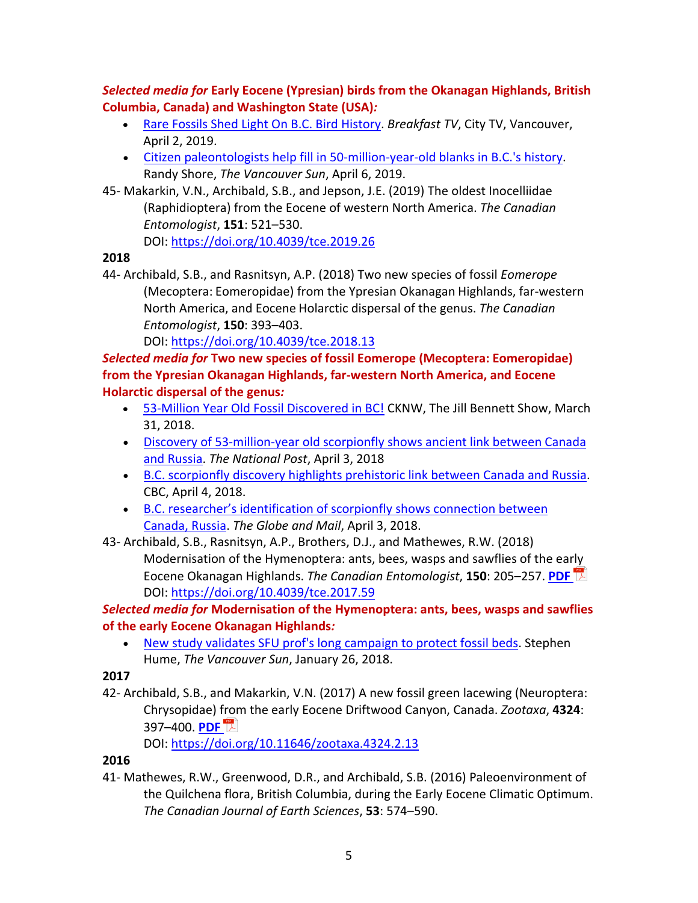***Selected media for* Early Eocene (Ypresian) birds from the Okanagan Highlands, British Columbia, Canada) and Washington State (USA)*:***

- Rare Fossils Shed Light On B.C. Bird History. *Breakfast TV*, City TV, Vancouver, April 2, 2019.
- Citizen paleontologists help fill in 50-million-year-old blanks in B.C.'s history. Randy Shore, *The Vancouver Sun*, April 6, 2019.

45- Makarkin, V.N., Archibald, S.B., and Jepson, J.E. (2019) The oldest Inocelliidae (Raphidioptera) from the Eocene of western North America. *The Canadian Entomologist*, **151**: 521–530.
DOI: https://doi.org/10.4039/tce.2019.26

**2018**

44- Archibald, S.B., and Rasnitsyn, A.P. (2018) Two new species of fossil *Eomerope* (Mecoptera: Eomeropidae) from the Ypresian Okanagan Highlands, far-western North America, and Eocene Holarctic dispersal of the genus. *The Canadian Entomologist*, **150**: 393–403.
DOI: https://doi.org/10.4039/tce.2018.13

***Selected media for* Two new species of fossil Eomerope (Mecoptera: Eomeropidae) from the Ypresian Okanagan Highlands, far-western North America, and Eocene Holarctic dispersal of the genus*:***

- 53-Million Year Old Fossil Discovered in BC! CKNW, The Jill Bennett Show, March 31, 2018.
- Discovery of 53-million-year old scorpionfly shows ancient link between Canada and Russia. *The National Post*, April 3, 2018
- B.C. scorpionfly discovery highlights prehistoric link between Canada and Russia. CBC, April 4, 2018.
- B.C. researcher's identification of scorpionfly shows connection between Canada, Russia. *The Globe and Mail*, April 3, 2018.

43- Archibald, S.B., Rasnitsyn, A.P., Brothers, D.J., and Mathewes, R.W. (2018) Modernisation of the Hymenoptera: ants, bees, wasps and sawflies of the early Eocene Okanagan Highlands. *The Canadian Entomologist*, **150**: 205–257. **PDF**
DOI: https://doi.org/10.4039/tce.2017.59

***Selected media for* Modernisation of the Hymenoptera: ants, bees, wasps and sawflies of the early Eocene Okanagan Highlands*:***

- New study validates SFU prof's long campaign to protect fossil beds. Stephen Hume, *The Vancouver Sun*, January 26, 2018.

**2017**

42- Archibald, S.B., and Makarkin, V.N. (2017) A new fossil green lacewing (Neuroptera: Chrysopidae) from the early Eocene Driftwood Canyon, Canada. *Zootaxa*, **4324**: 397–400. **PDF**
DOI: https://doi.org/10.11646/zootaxa.4324.2.13

**2016**

41- Mathewes, R.W., Greenwood, D.R., and Archibald, S.B. (2016) Paleoenvironment of the Quilchena flora, British Columbia, during the Early Eocene Climatic Optimum. *The Canadian Journal of Earth Sciences*, **53**: 574–590.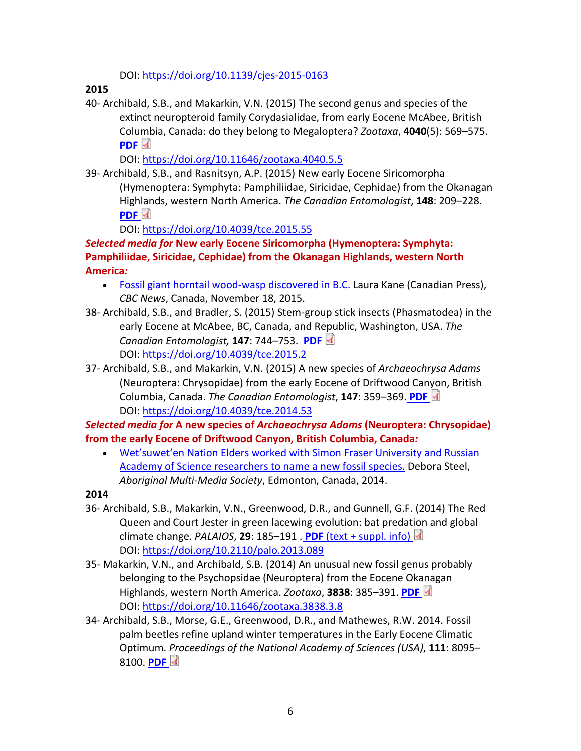DOI: https://doi.org/10.1139/cjes-2015-0163

**2015**

40- Archibald, S.B., and Makarkin, V.N. (2015) The second genus and species of the extinct neuropteroid family Corydasialidae, from early Eocene McAbee, British Columbia, Canada: do they belong to Megaloptera? *Zootaxa*, **4040**(5): 569–575. **PDF**
DOI: https://doi.org/10.11646/zootaxa.4040.5.5

39- Archibald, S.B., and Rasnitsyn, A.P. (2015) New early Eocene Siricomorpha (Hymenoptera: Symphyta: Pamphiliidae, Siricidae, Cephidae) from the Okanagan Highlands, western North America. *The Canadian Entomologist*, **148**: 209–228. **PDF**
DOI: https://doi.org/10.4039/tce.2015.55

***Selected media for* New early Eocene Siricomorpha (Hymenoptera: Symphyta: Pamphiliidae, Siricidae, Cephidae) from the Okanagan Highlands, western North America*:***

- Fossil giant horntail wood-wasp discovered in B.C. Laura Kane (Canadian Press), *CBC News*, Canada, November 18, 2015.

38- Archibald, S.B., and Bradler, S. (2015) Stem-group stick insects (Phasmatodea) in the early Eocene at McAbee, BC, Canada, and Republic, Washington, USA. *The Canadian Entomologist,* **147**: 744–753. **PDF**
DOI: https://doi.org/10.4039/tce.2015.2

37- Archibald, S.B., and Makarkin, V.N. (2015) A new species of *Archaeochrysa Adams* (Neuroptera: Chrysopidae) from the early Eocene of Driftwood Canyon, British Columbia, Canada. *The Canadian Entomologist*, **147**: 359–369. **PDF**
DOI: https://doi.org/10.4039/tce.2014.53

***Selected media for* A new species of *Archaeochrysa Adams* (Neuroptera: Chrysopidae) from the early Eocene of Driftwood Canyon, British Columbia, Canada*:***

- Wet'suwet'en Nation Elders worked with Simon Fraser University and Russian Academy of Science researchers to name a new fossil species. Debora Steel, *Aboriginal Multi-Media Society*, Edmonton, Canada, 2014.

**2014**

36- Archibald, S.B., Makarkin, V.N., Greenwood, D.R., and Gunnell, G.F. (2014) The Red Queen and Court Jester in green lacewing evolution: bat predation and global climate change. *PALAIOS*, **29**: 185–191 . **PDF (text + suppl. info)**
DOI: https://doi.org/10.2110/palo.2013.089

35- Makarkin, V.N., and Archibald, S.B. (2014) An unusual new fossil genus probably belonging to the Psychopsidae (Neuroptera) from the Eocene Okanagan Highlands, western North America. *Zootaxa*, **3838**: 385–391. **PDF**
DOI: https://doi.org/10.11646/zootaxa.3838.3.8

34- Archibald, S.B., Morse, G.E., Greenwood, D.R., and Mathewes, R.W. 2014. Fossil palm beetles refine upland winter temperatures in the Early Eocene Climatic Optimum. *Proceedings of the National Academy of Sciences (USA)*, **111**: 8095–8100. **PDF**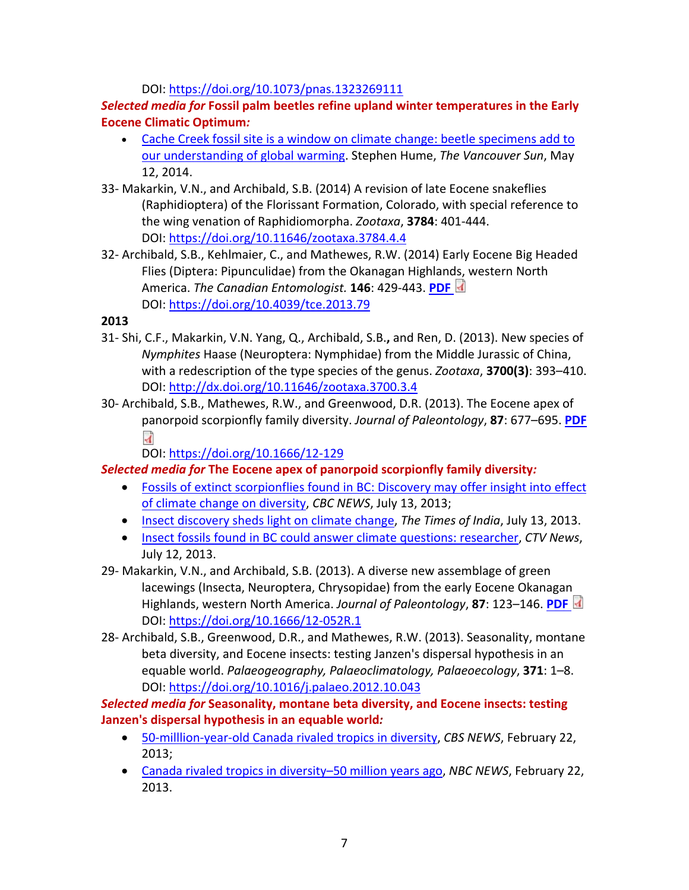DOI: https://doi.org/10.1073/pnas.1323269111

***Selected media for* Fossil palm beetles refine upland winter temperatures in the Early Eocene Climatic Optimum*:***

- [Cache Creek fossil site is a window on climate change: beetle specimens add to our understanding of global warming](). Stephen Hume, *The Vancouver Sun*, May 12, 2014.

33- Makarkin, V.N., and Archibald, S.B. (2014) A revision of late Eocene snakeflies (Raphidioptera) of the Florissant Formation, Colorado, with special reference to the wing venation of Raphidiomorpha. *Zootaxa*, **3784**: 401-444.
DOI: https://doi.org/10.11646/zootaxa.3784.4.4

32- Archibald, S.B., Kehlmaier, C., and Mathewes, R.W. (2014) Early Eocene Big Headed Flies (Diptera: Pipunculidae) from the Okanagan Highlands, western North America. *The Canadian Entomologist.* **146**: 429-443. **PDF**
DOI: https://doi.org/10.4039/tce.2013.79

**2013**

31- Shi, C.F., Makarkin, V.N. Yang, Q., Archibald, S.B.**,** and Ren, D. (2013). New species of *Nymphites* Haase (Neuroptera: Nymphidae) from the Middle Jurassic of China, with a redescription of the type species of the genus. *Zootaxa*, **3700(3)**: 393–410.
DOI: http://dx.doi.org/10.11646/zootaxa.3700.3.4

30- Archibald, S.B., Mathewes, R.W., and Greenwood, D.R. (2013). The Eocene apex of panorpoid scorpionfly family diversity. *Journal of Paleontology*, **87**: 677–695. **PDF**
DOI: https://doi.org/10.1666/12-129

***Selected media for* The Eocene apex of panorpoid scorpionfly family diversity*:***

- [Fossils of extinct scorpionflies found in BC: Discovery may offer insight into effect of climate change on diversity](), *CBC NEWS*, July 13, 2013;
- [Insect discovery sheds light on climate change](), *The Times of India*, July 13, 2013.
- [Insect fossils found in BC could answer climate questions: researcher](), *CTV News*, July 12, 2013.

29- Makarkin, V.N., and Archibald, S.B. (2013). A diverse new assemblage of green lacewings (Insecta, Neuroptera, Chrysopidae) from the early Eocene Okanagan Highlands, western North America. *Journal of Paleontology*, **87**: 123–146. **PDF**
DOI: https://doi.org/10.1666/12-052R.1

28- Archibald, S.B., Greenwood, D.R., and Mathewes, R.W. (2013). Seasonality, montane beta diversity, and Eocene insects: testing Janzen's dispersal hypothesis in an equable world. *Palaeogeography, Palaeoclimatology, Palaeoecology*, **371**: 1–8.
DOI: https://doi.org/10.1016/j.palaeo.2012.10.043

***Selected media for* Seasonality, montane beta diversity, and Eocene insects: testing Janzen's dispersal hypothesis in an equable world*:***

- [50-milllion-year-old Canada rivaled tropics in diversity](), *CBS NEWS*, February 22, 2013;
- [Canada rivaled tropics in diversity–50 million years ago](), *NBC NEWS*, February 22, 2013.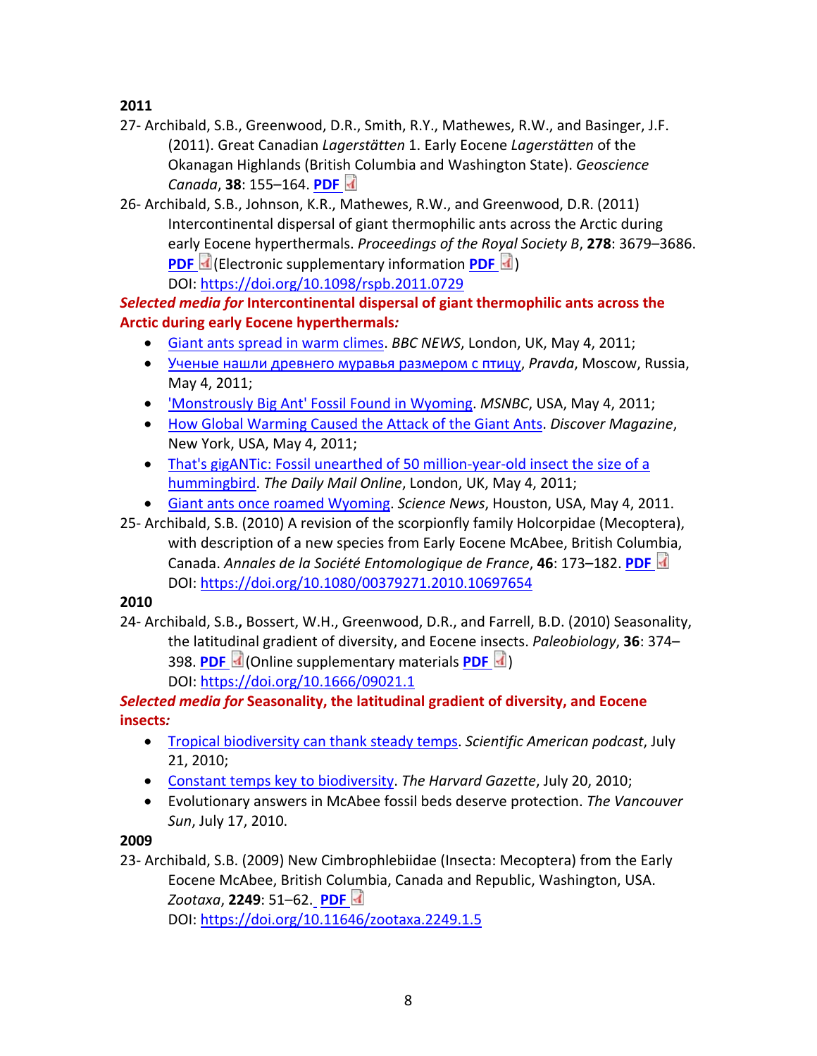**2011**

27- Archibald, S.B., Greenwood, D.R., Smith, R.Y., Mathewes, R.W., and Basinger, J.F. (2011). Great Canadian *Lagerstätten* 1. Early Eocene *Lagerstätten* of the Okanagan Highlands (British Columbia and Washington State). *Geoscience Canada*, **38**: 155–164. **PDF**

26- Archibald, S.B., Johnson, K.R., Mathewes, R.W., and Greenwood, D.R. (2011) Intercontinental dispersal of giant thermophilic ants across the Arctic during early Eocene hyperthermals. *Proceedings of the Royal Society B*, **278**: 3679–3686. **PDF** (Electronic supplementary information **PDF**)
DOI: https://doi.org/10.1098/rspb.2011.0729

***Selected media for* Intercontinental dispersal of giant thermophilic ants across the Arctic during early Eocene hyperthermals*:***

- Giant ants spread in warm climes. *BBC NEWS*, London, UK, May 4, 2011;
- Ученые нашли древнего муравья размером с птицу, *Pravda*, Moscow, Russia, May 4, 2011;
- 'Monstrously Big Ant' Fossil Found in Wyoming. *MSNBC*, USA, May 4, 2011;
- How Global Warming Caused the Attack of the Giant Ants. *Discover Magazine*, New York, USA, May 4, 2011;
- That's gigANTic: Fossil unearthed of 50 million-year-old insect the size of a hummingbird. *The Daily Mail Online*, London, UK, May 4, 2011;
- Giant ants once roamed Wyoming. *Science News*, Houston, USA, May 4, 2011.

25- Archibald, S.B. (2010) A revision of the scorpionfly family Holcorpidae (Mecoptera), with description of a new species from Early Eocene McAbee, British Columbia, Canada. *Annales de la Société Entomologique de France*, **46**: 173–182. **PDF**
DOI: https://doi.org/10.1080/00379271.2010.10697654

**2010**

24- Archibald, S.B.**,** Bossert, W.H., Greenwood, D.R., and Farrell, B.D. (2010) Seasonality, the latitudinal gradient of diversity, and Eocene insects. *Paleobiology*, **36**: 374–398. **PDF** (Online supplementary materials **PDF**)
DOI: https://doi.org/10.1666/09021.1

***Selected media for* Seasonality, the latitudinal gradient of diversity, and Eocene insects*:***

- Tropical biodiversity can thank steady temps. *Scientific American podcast*, July 21, 2010;
- Constant temps key to biodiversity. *The Harvard Gazette*, July 20, 2010;
- Evolutionary answers in McAbee fossil beds deserve protection. *The Vancouver Sun*, July 17, 2010.

**2009**

23- Archibald, S.B. (2009) New Cimbrophlebiidae (Insecta: Mecoptera) from the Early Eocene McAbee, British Columbia, Canada and Republic, Washington, USA. *Zootaxa*, **2249**: 51–62. **PDF**
DOI: https://doi.org/10.11646/zootaxa.2249.1.5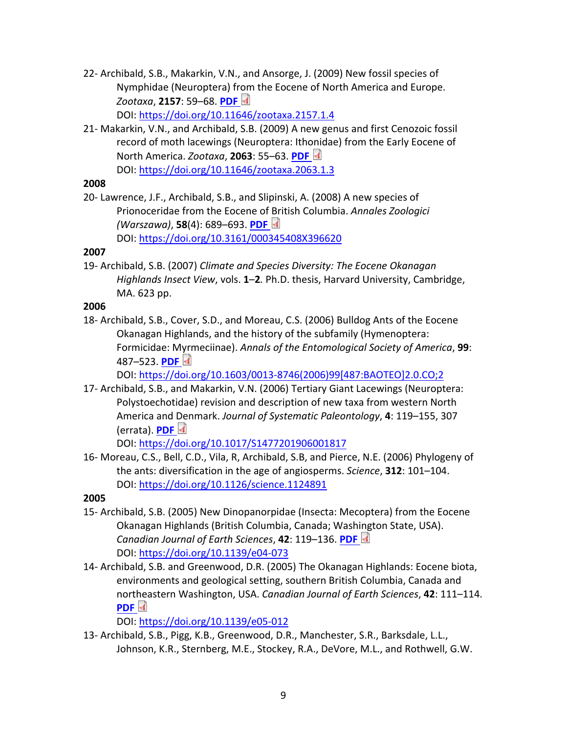22- Archibald, S.B., Makarkin, V.N., and Ansorge, J. (2009) New fossil species of Nymphidae (Neuroptera) from the Eocene of North America and Europe. *Zootaxa*, **2157**: 59–68. **PDF**
DOI: https://doi.org/10.11646/zootaxa.2157.1.4

21- Makarkin, V.N., and Archibald, S.B. (2009) A new genus and first Cenozoic fossil record of moth lacewings (Neuroptera: Ithonidae) from the Early Eocene of North America. *Zootaxa*, **2063**: 55–63. **PDF**
DOI: https://doi.org/10.11646/zootaxa.2063.1.3

**2008**

20- Lawrence, J.F., Archibald, S.B., and Slipinski, A. (2008) A new species of Prionoceridae from the Eocene of British Columbia. *Annales Zoologici (Warszawa)*, **58**(4): 689–693. **PDF**
DOI: https://doi.org/10.3161/000345408X396620

**2007**

19- Archibald, S.B. (2007) *Climate and Species Diversity: The Eocene Okanagan Highlands Insect View*, vols. **1**–**2***.* Ph.D. thesis, Harvard University, Cambridge, MA. 623 pp.

**2006**

18- Archibald, S.B., Cover, S.D., and Moreau, C.S. (2006) Bulldog Ants of the Eocene Okanagan Highlands, and the history of the subfamily (Hymenoptera: Formicidae: Myrmeciinae). *Annals of the Entomological Society of America*, **99**: 487–523. **PDF**
DOI: https://doi.org/10.1603/0013-8746(2006)99[487:BAOTEO]2.0.CO;2

17- Archibald, S.B., and Makarkin, V.N. (2006) Tertiary Giant Lacewings (Neuroptera: Polystoechotidae) revision and description of new taxa from western North America and Denmark. *Journal of Systematic Paleontology*, **4**: 119–155, 307 (errata). **PDF**
DOI: https://doi.org/10.1017/S1477201906001817

16- Moreau, C.S., Bell, C.D., Vila, R, Archibald, S.B, and Pierce, N.E. (2006) Phylogeny of the ants: diversification in the age of angiosperms. *Science*, **312**: 101–104.
DOI: https://doi.org/10.1126/science.1124891

**2005**

15- Archibald, S.B. (2005) New Dinopanorpidae (Insecta: Mecoptera) from the Eocene Okanagan Highlands (British Columbia, Canada; Washington State, USA). *Canadian Journal of Earth Sciences*, **42**: 119–136. **PDF**
DOI: https://doi.org/10.1139/e04-073

14- Archibald, S.B. and Greenwood, D.R. (2005) The Okanagan Highlands: Eocene biota, environments and geological setting, southern British Columbia, Canada and northeastern Washington, USA. *Canadian Journal of Earth Sciences*, **42**: 111–114. **PDF**
DOI: https://doi.org/10.1139/e05-012

13- Archibald, S.B., Pigg, K.B., Greenwood, D.R., Manchester, S.R., Barksdale, L.L., Johnson, K.R., Sternberg, M.E., Stockey, R.A., DeVore, M.L., and Rothwell, G.W.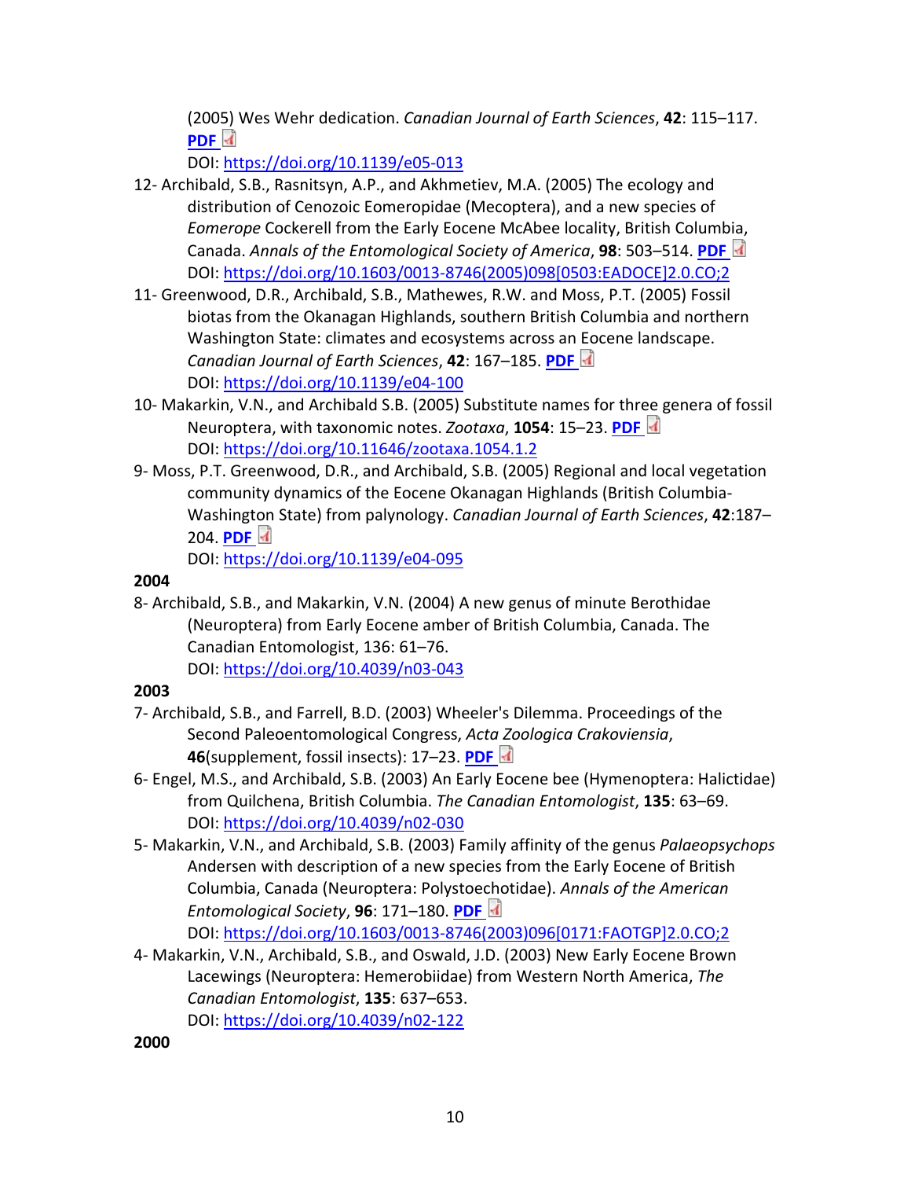(2005) Wes Wehr dedication. *Canadian Journal of Earth Sciences*, **42**: 115–117. **PDF**
DOI: https://doi.org/10.1139/e05-013

12- Archibald, S.B., Rasnitsyn, A.P., and Akhmetiev, M.A. (2005) The ecology and distribution of Cenozoic Eomeropidae (Mecoptera), and a new species of *Eomerope* Cockerell from the Early Eocene McAbee locality, British Columbia, Canada. *Annals of the Entomological Society of America*, **98**: 503–514. **PDF**
DOI: https://doi.org/10.1603/0013-8746(2005)098[0503:EADOCE]2.0.CO;2

11- Greenwood, D.R., Archibald, S.B., Mathewes, R.W. and Moss, P.T. (2005) Fossil biotas from the Okanagan Highlands, southern British Columbia and northern Washington State: climates and ecosystems across an Eocene landscape. *Canadian Journal of Earth Sciences*, **42**: 167–185. **PDF**
DOI: https://doi.org/10.1139/e04-100

10- Makarkin, V.N., and Archibald S.B. (2005) Substitute names for three genera of fossil Neuroptera, with taxonomic notes. *Zootaxa*, **1054**: 15–23. **PDF**
DOI: https://doi.org/10.11646/zootaxa.1054.1.2

9- Moss, P.T. Greenwood, D.R., and Archibald, S.B. (2005) Regional and local vegetation community dynamics of the Eocene Okanagan Highlands (British Columbia-Washington State) from palynology. *Canadian Journal of Earth Sciences*, **42**:187–204. **PDF**
DOI: https://doi.org/10.1139/e04-095

**2004**

8- Archibald, S.B., and Makarkin, V.N. (2004) A new genus of minute Berothidae (Neuroptera) from Early Eocene amber of British Columbia, Canada. The Canadian Entomologist, 136: 61–76.
DOI: https://doi.org/10.4039/n03-043

**2003**

7- Archibald, S.B., and Farrell, B.D. (2003) Wheeler's Dilemma. Proceedings of the Second Paleoentomological Congress, *Acta Zoologica Crakoviensia*, **46**(supplement, fossil insects): 17–23. **PDF**

6- Engel, M.S., and Archibald, S.B. (2003) An Early Eocene bee (Hymenoptera: Halictidae) from Quilchena, British Columbia. *The Canadian Entomologist*, **135**: 63–69.
DOI: https://doi.org/10.4039/n02-030

5- Makarkin, V.N., and Archibald, S.B. (2003) Family affinity of the genus *Palaeopsychops* Andersen with description of a new species from the Early Eocene of British Columbia, Canada (Neuroptera: Polystoechotidae). *Annals of the American Entomological Society*, **96**: 171–180. **PDF**
DOI: https://doi.org/10.1603/0013-8746(2003)096[0171:FAOTGP]2.0.CO;2

4- Makarkin, V.N., Archibald, S.B., and Oswald, J.D. (2003) New Early Eocene Brown Lacewings (Neuroptera: Hemerobiidae) from Western North America, *The Canadian Entomologist*, **135**: 637–653.
DOI: https://doi.org/10.4039/n02-122

**2000**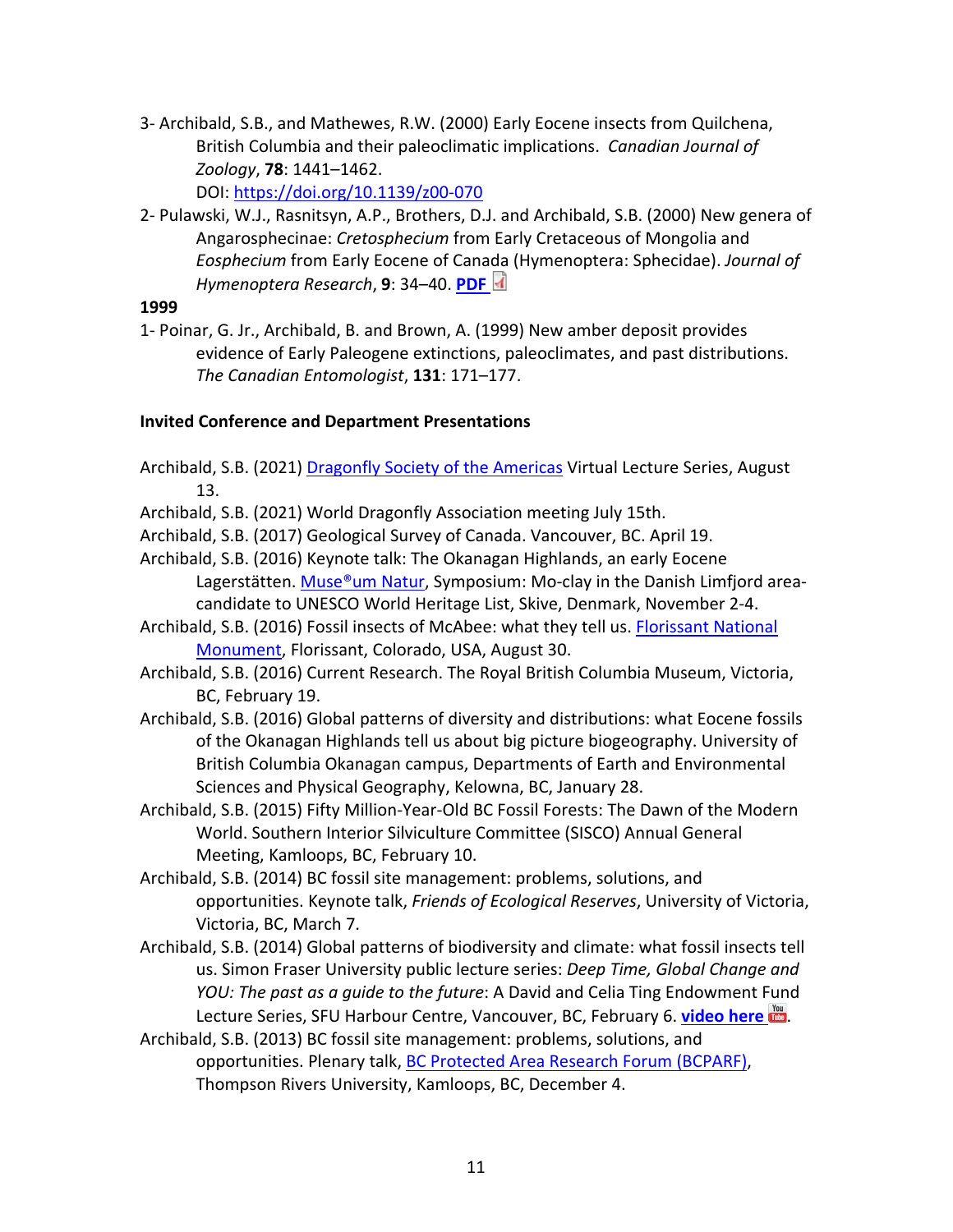3- Archibald, S.B., and Mathewes, R.W. (2000) Early Eocene insects from Quilchena, British Columbia and their paleoclimatic implications. *Canadian Journal of Zoology*, **78**: 1441–1462.
DOI: [https://doi.org/10.1139/z00-070](https://doi.org/10.1139/z00-070)

2- Pulawski, W.J., Rasnitsyn, A.P., Brothers, D.J. and Archibald, S.B. (2000) New genera of Angarosphecinae: *Cretosphecium* from Early Cretaceous of Mongolia and *Eosphecium* from Early Eocene of Canada (Hymenoptera: Sphecidae). *Journal of Hymenoptera Research*, **9**: 34–40. **PDF**

**1999**

1- Poinar, G. Jr., Archibald, B. and Brown, A. (1999) New amber deposit provides evidence of Early Paleogene extinctions, paleoclimates, and past distributions. *The Canadian Entomologist*, **131**: 171–177.

**Invited Conference and Department Presentations**

Archibald, S.B. (2021) Dragonfly Society of the Americas Virtual Lecture Series, August 13.

Archibald, S.B. (2021) World Dragonfly Association meeting July 15th.

Archibald, S.B. (2017) Geological Survey of Canada. Vancouver, BC. April 19.

Archibald, S.B. (2016) Keynote talk: The Okanagan Highlands, an early Eocene Lagerstätten. Muse®um Natur, Symposium: Mo-clay in the Danish Limfjord area-candidate to UNESCO World Heritage List, Skive, Denmark, November 2-4.

Archibald, S.B. (2016) Fossil insects of McAbee: what they tell us. Florissant National Monument, Florissant, Colorado, USA, August 30.

Archibald, S.B. (2016) Current Research. The Royal British Columbia Museum, Victoria, BC, February 19.

Archibald, S.B. (2016) Global patterns of diversity and distributions: what Eocene fossils of the Okanagan Highlands tell us about big picture biogeography. University of British Columbia Okanagan campus, Departments of Earth and Environmental Sciences and Physical Geography, Kelowna, BC, January 28.

Archibald, S.B. (2015) Fifty Million-Year-Old BC Fossil Forests: The Dawn of the Modern World. Southern Interior Silviculture Committee (SISCO) Annual General Meeting, Kamloops, BC, February 10.

Archibald, S.B. (2014) BC fossil site management: problems, solutions, and opportunities. Keynote talk, *Friends of Ecological Reserves*, University of Victoria, Victoria, BC, March 7.

Archibald, S.B. (2014) Global patterns of biodiversity and climate: what fossil insects tell us. Simon Fraser University public lecture series: *Deep Time, Global Change and YOU: The past as a guide to the future*: A David and Celia Ting Endowment Fund Lecture Series, SFU Harbour Centre, Vancouver, BC, February 6. **video here**.

Archibald, S.B. (2013) BC fossil site management: problems, solutions, and opportunities. Plenary talk, BC Protected Area Research Forum (BCPARF), Thompson Rivers University, Kamloops, BC, December 4.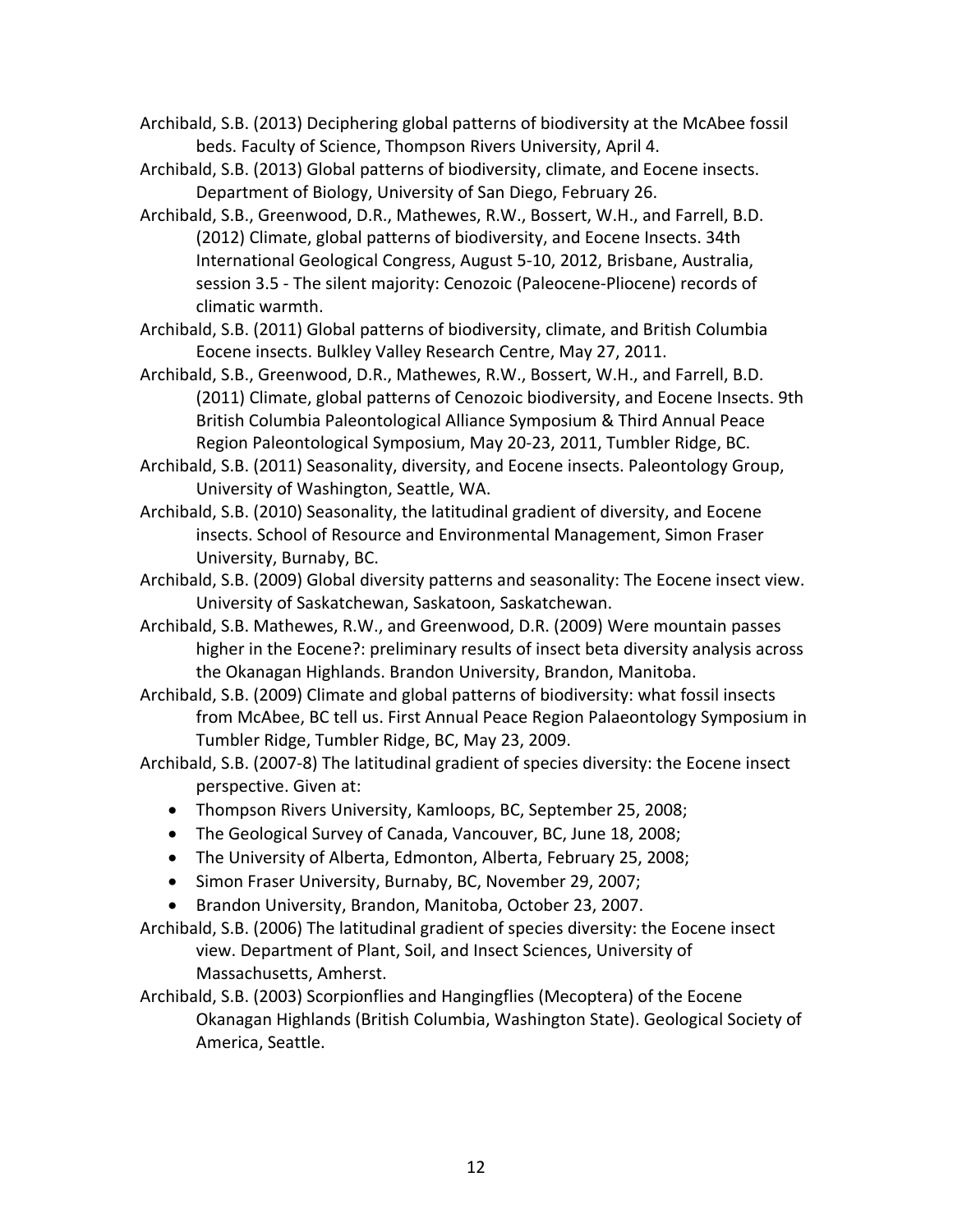Archibald, S.B. (2013) Deciphering global patterns of biodiversity at the McAbee fossil beds. Faculty of Science, Thompson Rivers University, April 4.

Archibald, S.B. (2013) Global patterns of biodiversity, climate, and Eocene insects. Department of Biology, University of San Diego, February 26.

Archibald, S.B., Greenwood, D.R., Mathewes, R.W., Bossert, W.H., and Farrell, B.D. (2012) Climate, global patterns of biodiversity, and Eocene Insects. 34th International Geological Congress, August 5-10, 2012, Brisbane, Australia, session 3.5 - The silent majority: Cenozoic (Paleocene-Pliocene) records of climatic warmth.

Archibald, S.B. (2011) Global patterns of biodiversity, climate, and British Columbia Eocene insects. Bulkley Valley Research Centre, May 27, 2011.

Archibald, S.B., Greenwood, D.R., Mathewes, R.W., Bossert, W.H., and Farrell, B.D. (2011) Climate, global patterns of Cenozoic biodiversity, and Eocene Insects. 9th British Columbia Paleontological Alliance Symposium & Third Annual Peace Region Paleontological Symposium, May 20-23, 2011, Tumbler Ridge, BC.

Archibald, S.B. (2011) Seasonality, diversity, and Eocene insects. Paleontology Group, University of Washington, Seattle, WA.

Archibald, S.B. (2010) Seasonality, the latitudinal gradient of diversity, and Eocene insects. School of Resource and Environmental Management, Simon Fraser University, Burnaby, BC.

Archibald, S.B. (2009) Global diversity patterns and seasonality: The Eocene insect view. University of Saskatchewan, Saskatoon, Saskatchewan.

Archibald, S.B. Mathewes, R.W., and Greenwood, D.R. (2009) Were mountain passes higher in the Eocene?: preliminary results of insect beta diversity analysis across the Okanagan Highlands. Brandon University, Brandon, Manitoba.

Archibald, S.B. (2009) Climate and global patterns of biodiversity: what fossil insects from McAbee, BC tell us. First Annual Peace Region Palaeontology Symposium in Tumbler Ridge, Tumbler Ridge, BC, May 23, 2009.

Archibald, S.B. (2007-8) The latitudinal gradient of species diversity: the Eocene insect perspective. Given at:

- Thompson Rivers University, Kamloops, BC, September 25, 2008;
- The Geological Survey of Canada, Vancouver, BC, June 18, 2008;
- The University of Alberta, Edmonton, Alberta, February 25, 2008;
- Simon Fraser University, Burnaby, BC, November 29, 2007;
- Brandon University, Brandon, Manitoba, October 23, 2007.

Archibald, S.B. (2006) The latitudinal gradient of species diversity: the Eocene insect view. Department of Plant, Soil, and Insect Sciences, University of Massachusetts, Amherst.

Archibald, S.B. (2003) Scorpionflies and Hangingflies (Mecoptera) of the Eocene Okanagan Highlands (British Columbia, Washington State). Geological Society of America, Seattle.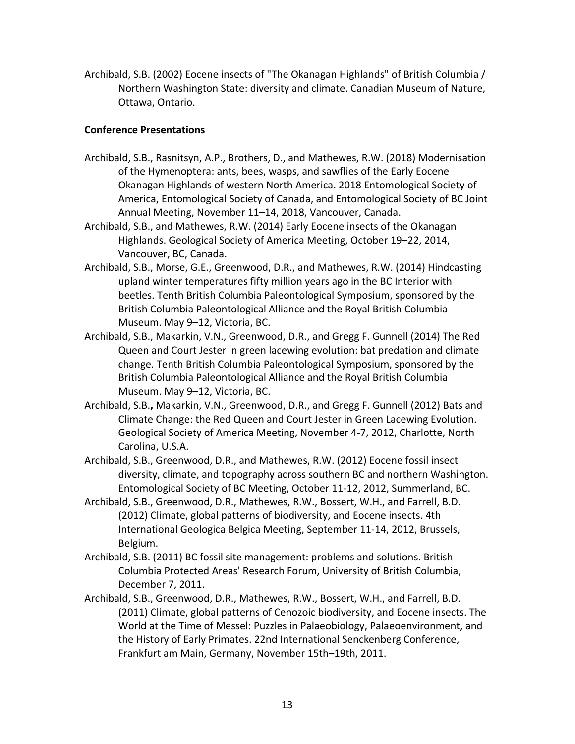Archibald, S.B. (2002) Eocene insects of "The Okanagan Highlands" of British Columbia / Northern Washington State: diversity and climate. Canadian Museum of Nature, Ottawa, Ontario.

**Conference Presentations**

Archibald, S.B., Rasnitsyn, A.P., Brothers, D., and Mathewes, R.W. (2018) Modernisation of the Hymenoptera: ants, bees, wasps, and sawflies of the Early Eocene Okanagan Highlands of western North America. 2018 Entomological Society of America, Entomological Society of Canada, and Entomological Society of BC Joint Annual Meeting, November 11–14, 2018, Vancouver, Canada.

Archibald, S.B., and Mathewes, R.W. (2014) Early Eocene insects of the Okanagan Highlands. Geological Society of America Meeting, October 19–22, 2014, Vancouver, BC, Canada.

Archibald, S.B., Morse, G.E., Greenwood, D.R., and Mathewes, R.W. (2014) Hindcasting upland winter temperatures fifty million years ago in the BC Interior with beetles. Tenth British Columbia Paleontological Symposium, sponsored by the British Columbia Paleontological Alliance and the Royal British Columbia Museum. May 9–12, Victoria, BC.

Archibald, S.B., Makarkin, V.N., Greenwood, D.R., and Gregg F. Gunnell (2014) The Red Queen and Court Jester in green lacewing evolution: bat predation and climate change. Tenth British Columbia Paleontological Symposium, sponsored by the British Columbia Paleontological Alliance and the Royal British Columbia Museum. May 9–12, Victoria, BC.

Archibald, S.B.**,** Makarkin, V.N., Greenwood, D.R., and Gregg F. Gunnell (2012) Bats and Climate Change: the Red Queen and Court Jester in Green Lacewing Evolution. Geological Society of America Meeting, November 4-7, 2012, Charlotte, North Carolina, U.S.A.

Archibald, S.B., Greenwood, D.R., and Mathewes, R.W. (2012) Eocene fossil insect diversity, climate, and topography across southern BC and northern Washington. Entomological Society of BC Meeting, October 11-12, 2012, Summerland, BC.

Archibald, S.B., Greenwood, D.R., Mathewes, R.W., Bossert, W.H., and Farrell, B.D. (2012) Climate, global patterns of biodiversity, and Eocene insects. 4th International Geologica Belgica Meeting, September 11-14, 2012, Brussels, Belgium.

Archibald, S.B. (2011) BC fossil site management: problems and solutions. British Columbia Protected Areas' Research Forum, University of British Columbia, December 7, 2011.

Archibald, S.B., Greenwood, D.R., Mathewes, R.W., Bossert, W.H., and Farrell, B.D. (2011) Climate, global patterns of Cenozoic biodiversity, and Eocene insects. The World at the Time of Messel: Puzzles in Palaeobiology, Palaeoenvironment, and the History of Early Primates. 22nd International Senckenberg Conference, Frankfurt am Main, Germany, November 15th–19th, 2011.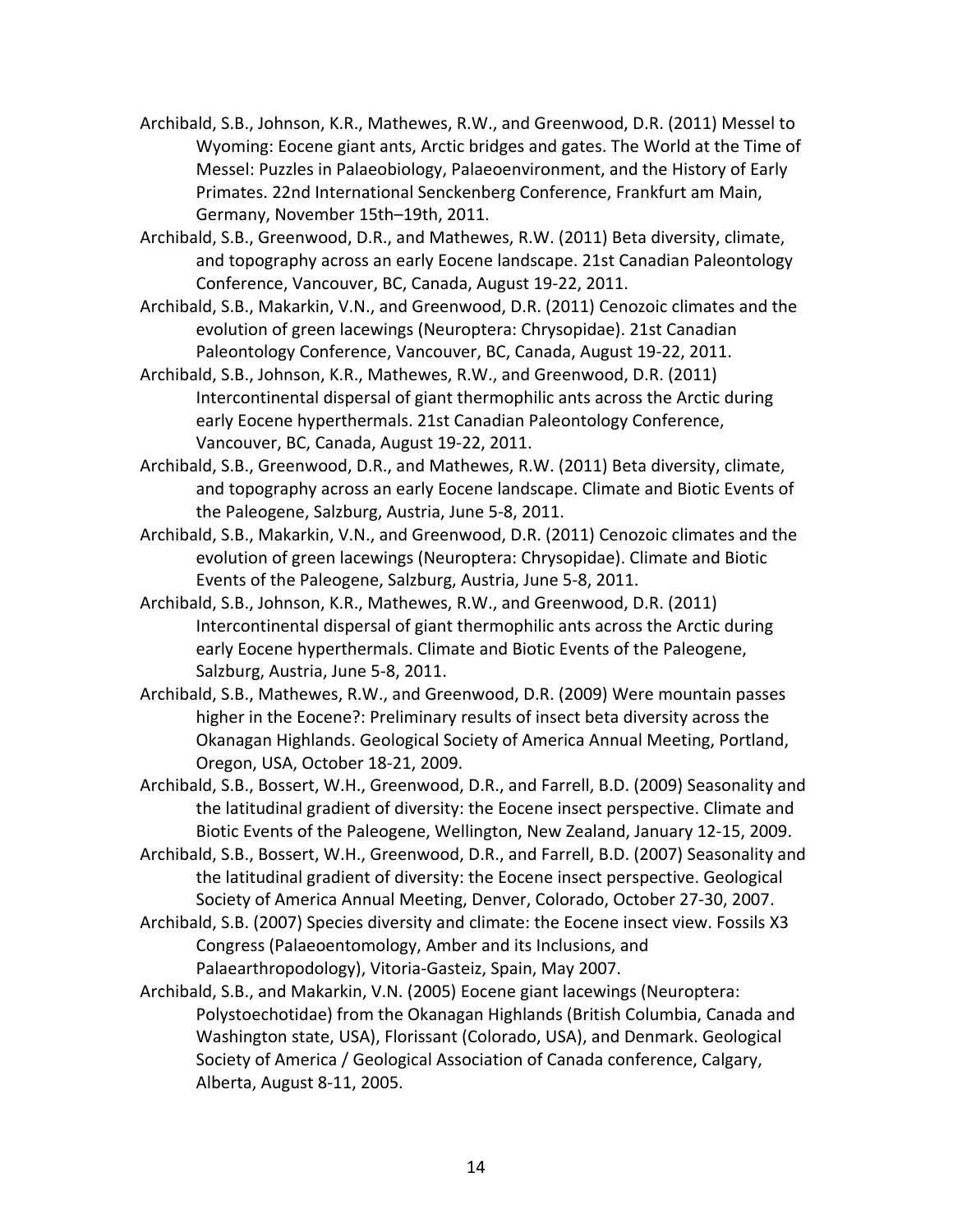Archibald, S.B., Johnson, K.R., Mathewes, R.W., and Greenwood, D.R. (2011) Messel to Wyoming: Eocene giant ants, Arctic bridges and gates. The World at the Time of Messel: Puzzles in Palaeobiology, Palaeoenvironment, and the History of Early Primates. 22nd International Senckenberg Conference, Frankfurt am Main, Germany, November 15th–19th, 2011.

Archibald, S.B., Greenwood, D.R., and Mathewes, R.W. (2011) Beta diversity, climate, and topography across an early Eocene landscape. 21st Canadian Paleontology Conference, Vancouver, BC, Canada, August 19-22, 2011.

Archibald, S.B., Makarkin, V.N., and Greenwood, D.R. (2011) Cenozoic climates and the evolution of green lacewings (Neuroptera: Chrysopidae). 21st Canadian Paleontology Conference, Vancouver, BC, Canada, August 19-22, 2011.

Archibald, S.B., Johnson, K.R., Mathewes, R.W., and Greenwood, D.R. (2011) Intercontinental dispersal of giant thermophilic ants across the Arctic during early Eocene hyperthermals. 21st Canadian Paleontology Conference, Vancouver, BC, Canada, August 19-22, 2011.

Archibald, S.B., Greenwood, D.R., and Mathewes, R.W. (2011) Beta diversity, climate, and topography across an early Eocene landscape. Climate and Biotic Events of the Paleogene, Salzburg, Austria, June 5-8, 2011.

Archibald, S.B., Makarkin, V.N., and Greenwood, D.R. (2011) Cenozoic climates and the evolution of green lacewings (Neuroptera: Chrysopidae). Climate and Biotic Events of the Paleogene, Salzburg, Austria, June 5-8, 2011.

Archibald, S.B., Johnson, K.R., Mathewes, R.W., and Greenwood, D.R. (2011) Intercontinental dispersal of giant thermophilic ants across the Arctic during early Eocene hyperthermals. Climate and Biotic Events of the Paleogene, Salzburg, Austria, June 5-8, 2011.

Archibald, S.B., Mathewes, R.W., and Greenwood, D.R. (2009) Were mountain passes higher in the Eocene?: Preliminary results of insect beta diversity across the Okanagan Highlands. Geological Society of America Annual Meeting, Portland, Oregon, USA, October 18-21, 2009.

Archibald, S.B., Bossert, W.H., Greenwood, D.R., and Farrell, B.D. (2009) Seasonality and the latitudinal gradient of diversity: the Eocene insect perspective. Climate and Biotic Events of the Paleogene, Wellington, New Zealand, January 12-15, 2009.

Archibald, S.B., Bossert, W.H., Greenwood, D.R., and Farrell, B.D. (2007) Seasonality and the latitudinal gradient of diversity: the Eocene insect perspective. Geological Society of America Annual Meeting, Denver, Colorado, October 27-30, 2007.

Archibald, S.B. (2007) Species diversity and climate: the Eocene insect view. Fossils X3 Congress (Palaeoentomology, Amber and its Inclusions, and Palaearthropodology), Vitoria-Gasteiz, Spain, May 2007.

Archibald, S.B., and Makarkin, V.N. (2005) Eocene giant lacewings (Neuroptera: Polystoechotidae) from the Okanagan Highlands (British Columbia, Canada and Washington state, USA), Florissant (Colorado, USA), and Denmark. Geological Society of America / Geological Association of Canada conference, Calgary, Alberta, August 8-11, 2005.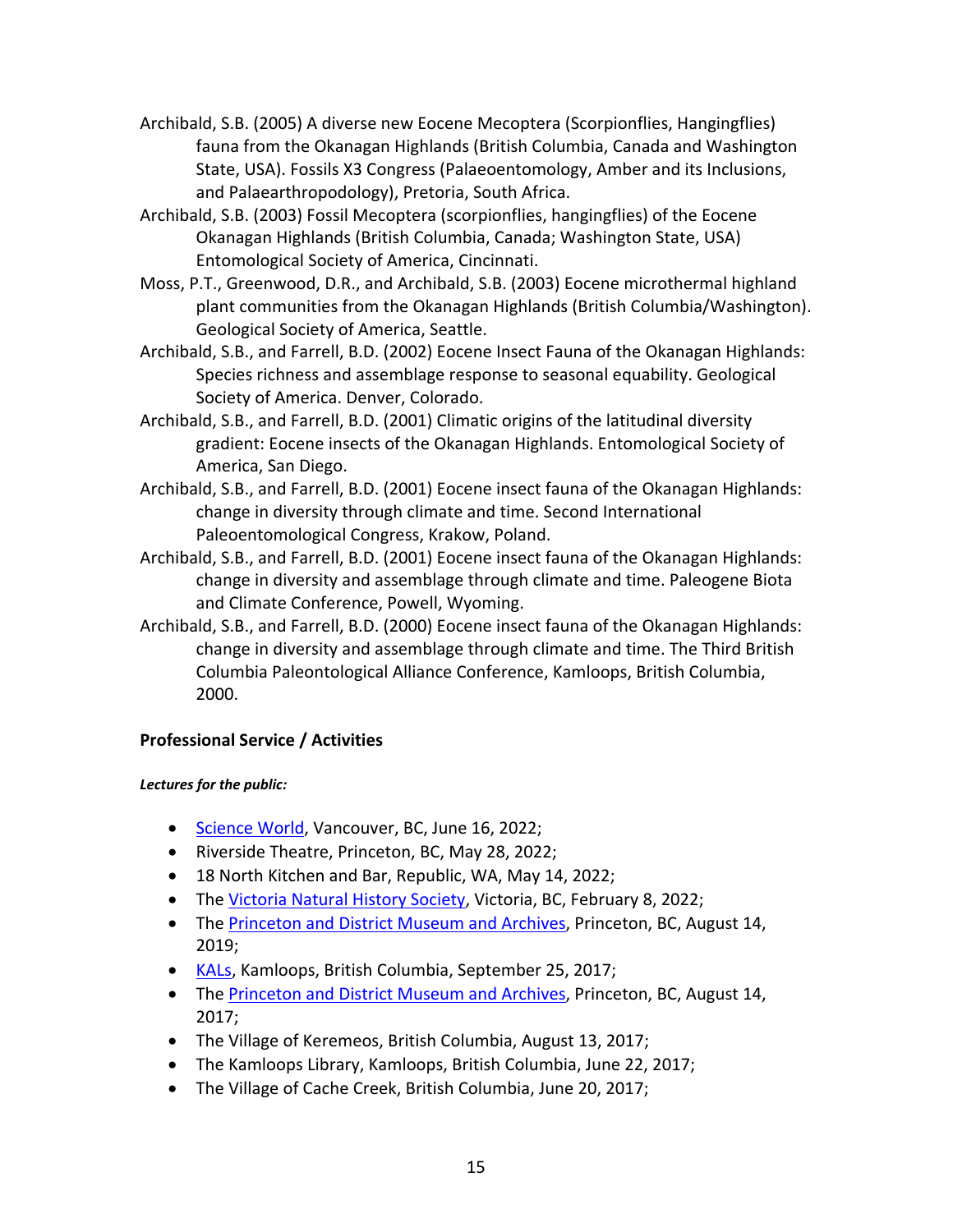Archibald, S.B. (2005) A diverse new Eocene Mecoptera (Scorpionflies, Hangingflies) fauna from the Okanagan Highlands (British Columbia, Canada and Washington State, USA). Fossils X3 Congress (Palaeoentomology, Amber and its Inclusions, and Palaearthropodology), Pretoria, South Africa.

Archibald, S.B. (2003) Fossil Mecoptera (scorpionflies, hangingflies) of the Eocene Okanagan Highlands (British Columbia, Canada; Washington State, USA) Entomological Society of America, Cincinnati.

Moss, P.T., Greenwood, D.R., and Archibald, S.B. (2003) Eocene microthermal highland plant communities from the Okanagan Highlands (British Columbia/Washington). Geological Society of America, Seattle.

Archibald, S.B., and Farrell, B.D. (2002) Eocene Insect Fauna of the Okanagan Highlands: Species richness and assemblage response to seasonal equability. Geological Society of America. Denver, Colorado.

Archibald, S.B., and Farrell, B.D. (2001) Climatic origins of the latitudinal diversity gradient: Eocene insects of the Okanagan Highlands. Entomological Society of America, San Diego.

Archibald, S.B., and Farrell, B.D. (2001) Eocene insect fauna of the Okanagan Highlands: change in diversity through climate and time. Second International Paleoentomological Congress, Krakow, Poland.

Archibald, S.B., and Farrell, B.D. (2001) Eocene insect fauna of the Okanagan Highlands: change in diversity and assemblage through climate and time. Paleogene Biota and Climate Conference, Powell, Wyoming.

Archibald, S.B., and Farrell, B.D. (2000) Eocene insect fauna of the Okanagan Highlands: change in diversity and assemblage through climate and time. The Third British Columbia Paleontological Alliance Conference, Kamloops, British Columbia, 2000.

## Professional Service / Activities

***Lectures for the public:***

- Science World, Vancouver, BC, June 16, 2022;
- Riverside Theatre, Princeton, BC, May 28, 2022;
- 18 North Kitchen and Bar, Republic, WA, May 14, 2022;
- The Victoria Natural History Society, Victoria, BC, February 8, 2022;
- The Princeton and District Museum and Archives, Princeton, BC, August 14, 2019;
- KALs, Kamloops, British Columbia, September 25, 2017;
- The Princeton and District Museum and Archives, Princeton, BC, August 14, 2017;
- The Village of Keremeos, British Columbia, August 13, 2017;
- The Kamloops Library, Kamloops, British Columbia, June 22, 2017;
- The Village of Cache Creek, British Columbia, June 20, 2017;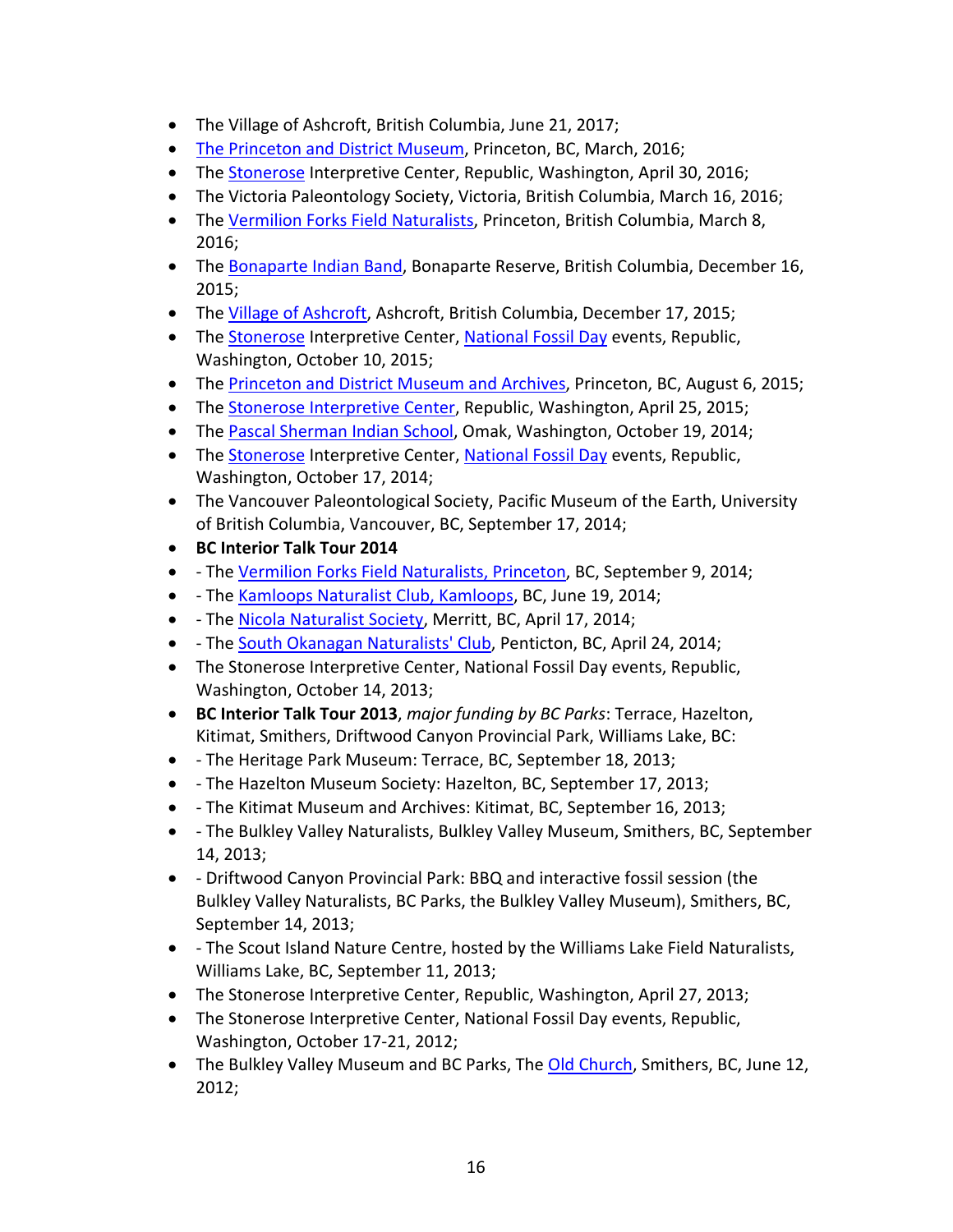- The Village of Ashcroft, British Columbia, June 21, 2017;
- The Princeton and District Museum, Princeton, BC, March, 2016;
- The Stonerose Interpretive Center, Republic, Washington, April 30, 2016;
- The Victoria Paleontology Society, Victoria, British Columbia, March 16, 2016;
- The Vermilion Forks Field Naturalists, Princeton, British Columbia, March 8, 2016;
- The Bonaparte Indian Band, Bonaparte Reserve, British Columbia, December 16, 2015;
- The Village of Ashcroft, Ashcroft, British Columbia, December 17, 2015;
- The Stonerose Interpretive Center, National Fossil Day events, Republic, Washington, October 10, 2015;
- The Princeton and District Museum and Archives, Princeton, BC, August 6, 2015;
- The Stonerose Interpretive Center, Republic, Washington, April 25, 2015;
- The Pascal Sherman Indian School, Omak, Washington, October 19, 2014;
- The Stonerose Interpretive Center, National Fossil Day events, Republic, Washington, October 17, 2014;
- The Vancouver Paleontological Society, Pacific Museum of the Earth, University of British Columbia, Vancouver, BC, September 17, 2014;
- **BC Interior Talk Tour 2014**
- - The Vermilion Forks Field Naturalists, Princeton, BC, September 9, 2014;
- - The Kamloops Naturalist Club, Kamloops, BC, June 19, 2014;
- - The Nicola Naturalist Society, Merritt, BC, April 17, 2014;
- - The South Okanagan Naturalists' Club, Penticton, BC, April 24, 2014;
- The Stonerose Interpretive Center, National Fossil Day events, Republic, Washington, October 14, 2013;
- **BC Interior Talk Tour 2013**, *major funding by BC Parks*: Terrace, Hazelton, Kitimat, Smithers, Driftwood Canyon Provincial Park, Williams Lake, BC:
- - The Heritage Park Museum: Terrace, BC, September 18, 2013;
- - The Hazelton Museum Society: Hazelton, BC, September 17, 2013;
- - The Kitimat Museum and Archives: Kitimat, BC, September 16, 2013;
- - The Bulkley Valley Naturalists, Bulkley Valley Museum, Smithers, BC, September 14, 2013;
- - Driftwood Canyon Provincial Park: BBQ and interactive fossil session (the Bulkley Valley Naturalists, BC Parks, the Bulkley Valley Museum), Smithers, BC, September 14, 2013;
- - The Scout Island Nature Centre, hosted by the Williams Lake Field Naturalists, Williams Lake, BC, September 11, 2013;
- The Stonerose Interpretive Center, Republic, Washington, April 27, 2013;
- The Stonerose Interpretive Center, National Fossil Day events, Republic, Washington, October 17-21, 2012;
- The Bulkley Valley Museum and BC Parks, The Old Church, Smithers, BC, June 12, 2012;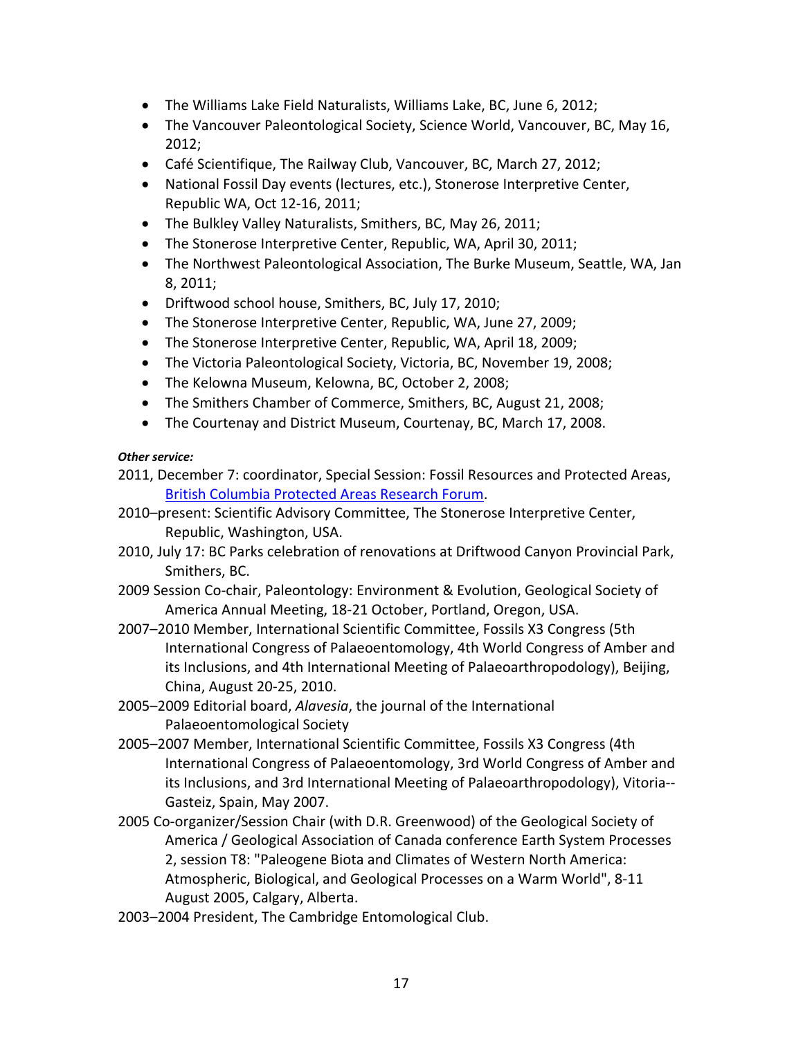- The Williams Lake Field Naturalists, Williams Lake, BC, June 6, 2012;
- The Vancouver Paleontological Society, Science World, Vancouver, BC, May 16, 2012;
- Café Scientifique, The Railway Club, Vancouver, BC, March 27, 2012;
- National Fossil Day events (lectures, etc.), Stonerose Interpretive Center, Republic WA, Oct 12-16, 2011;
- The Bulkley Valley Naturalists, Smithers, BC, May 26, 2011;
- The Stonerose Interpretive Center, Republic, WA, April 30, 2011;
- The Northwest Paleontological Association, The Burke Museum, Seattle, WA, Jan 8, 2011;
- Driftwood school house, Smithers, BC, July 17, 2010;
- The Stonerose Interpretive Center, Republic, WA, June 27, 2009;
- The Stonerose Interpretive Center, Republic, WA, April 18, 2009;
- The Victoria Paleontological Society, Victoria, BC, November 19, 2008;
- The Kelowna Museum, Kelowna, BC, October 2, 2008;
- The Smithers Chamber of Commerce, Smithers, BC, August 21, 2008;
- The Courtenay and District Museum, Courtenay, BC, March 17, 2008.

***Other service:***

2011, December 7: coordinator, Special Session: Fossil Resources and Protected Areas, British Columbia Protected Areas Research Forum.

2010–present: Scientific Advisory Committee, The Stonerose Interpretive Center, Republic, Washington, USA.

2010, July 17: BC Parks celebration of renovations at Driftwood Canyon Provincial Park, Smithers, BC.

2009 Session Co-chair, Paleontology: Environment & Evolution, Geological Society of America Annual Meeting, 18-21 October, Portland, Oregon, USA.

2007–2010 Member, International Scientific Committee, Fossils X3 Congress (5th International Congress of Palaeoentomology, 4th World Congress of Amber and its Inclusions, and 4th International Meeting of Palaeoarthropodology), Beijing, China, August 20-25, 2010.

2005–2009 Editorial board, *Alavesia*, the journal of the International Palaeoentomological Society

2005–2007 Member, International Scientific Committee, Fossils X3 Congress (4th International Congress of Palaeoentomology, 3rd World Congress of Amber and its Inclusions, and 3rd International Meeting of Palaeoarthropodology), Vitoria--Gasteiz, Spain, May 2007.

2005 Co-organizer/Session Chair (with D.R. Greenwood) of the Geological Society of America / Geological Association of Canada conference Earth System Processes 2, session T8: "Paleogene Biota and Climates of Western North America: Atmospheric, Biological, and Geological Processes on a Warm World", 8-11 August 2005, Calgary, Alberta.

2003–2004 President, The Cambridge Entomological Club.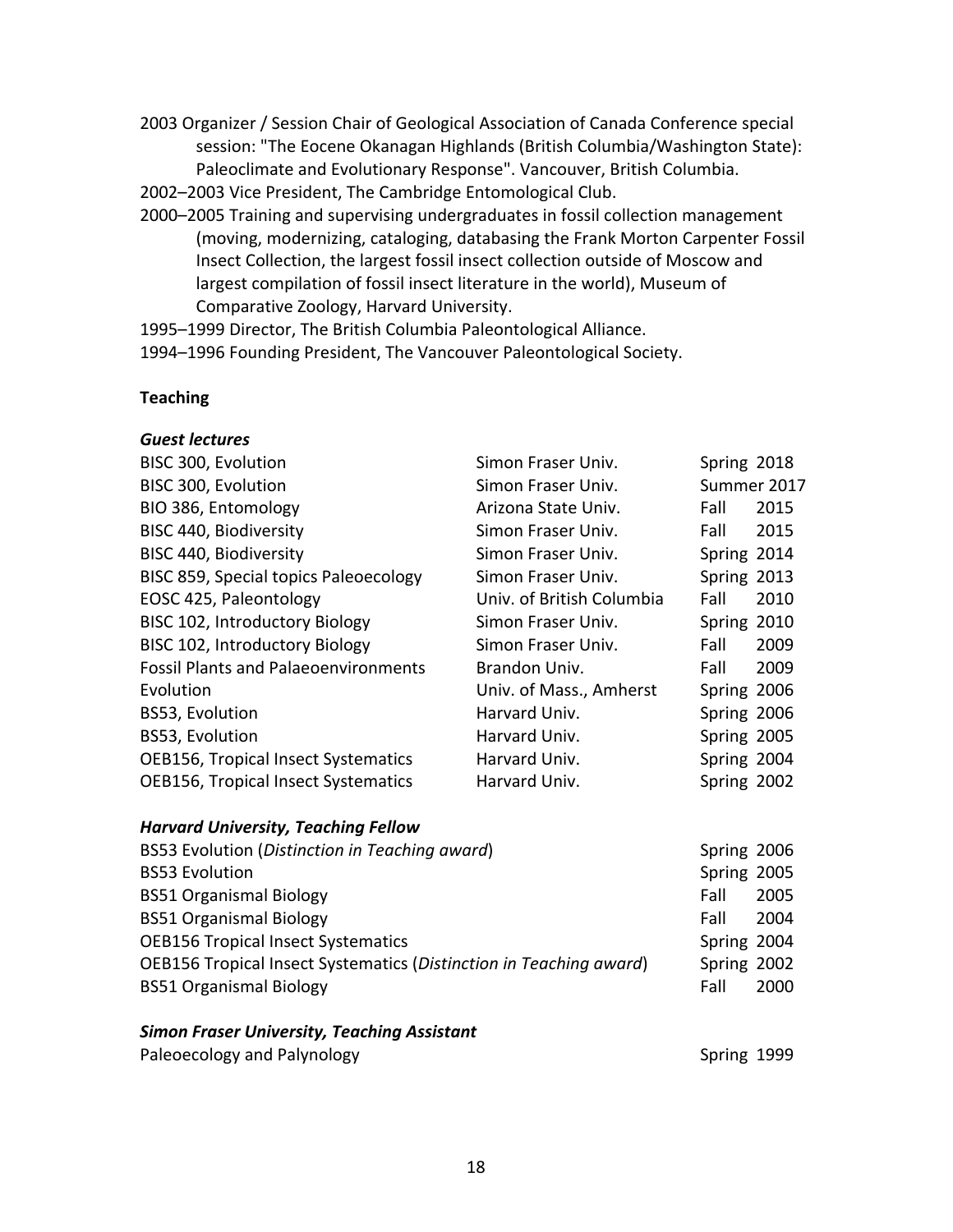2003 Organizer / Session Chair of Geological Association of Canada Conference special session: "The Eocene Okanagan Highlands (British Columbia/Washington State): Paleoclimate and Evolutionary Response". Vancouver, British Columbia.

2002–2003 Vice President, The Cambridge Entomological Club.

2000–2005 Training and supervising undergraduates in fossil collection management (moving, modernizing, cataloging, databasing the Frank Morton Carpenter Fossil Insect Collection, the largest fossil insect collection outside of Moscow and largest compilation of fossil insect literature in the world), Museum of Comparative Zoology, Harvard University.

1995–1999 Director, The British Columbia Paleontological Alliance.

1994–1996 Founding President, The Vancouver Paleontological Society.

**Teaching**

***Guest lectures***

| Course | Institution | Term |
|---|---|---|
| BISC 300, Evolution | Simon Fraser Univ. | Spring 2018 |
| BISC 300, Evolution | Simon Fraser Univ. | Summer 2017 |
| BIO 386, Entomology | Arizona State Univ. | Fall 2015 |
| BISC 440, Biodiversity | Simon Fraser Univ. | Fall 2015 |
| BISC 440, Biodiversity | Simon Fraser Univ. | Spring 2014 |
| BISC 859, Special topics Paleoecology | Simon Fraser Univ. | Spring 2013 |
| EOSC 425, Paleontology | Univ. of British Columbia | Fall 2010 |
| BISC 102, Introductory Biology | Simon Fraser Univ. | Spring 2010 |
| BISC 102, Introductory Biology | Simon Fraser Univ. | Fall 2009 |
| Fossil Plants and Palaeoenvironments | Brandon Univ. | Fall 2009 |
| Evolution | Univ. of Mass., Amherst | Spring 2006 |
| BS53, Evolution | Harvard Univ. | Spring 2006 |
| BS53, Evolution | Harvard Univ. | Spring 2005 |
| OEB156, Tropical Insect Systematics | Harvard Univ. | Spring 2004 |
| OEB156, Tropical Insect Systematics | Harvard Univ. | Spring 2002 |

***Harvard University, Teaching Fellow***

| Course | Term |
|---|---|
| BS53 Evolution (*Distinction in Teaching award*) | Spring 2006 |
| BS53 Evolution | Spring 2005 |
| BS51 Organismal Biology | Fall 2005 |
| BS51 Organismal Biology | Fall 2004 |
| OEB156 Tropical Insect Systematics | Spring 2004 |
| OEB156 Tropical Insect Systematics (*Distinction in Teaching award*) | Spring 2002 |
| BS51 Organismal Biology | Fall 2000 |

***Simon Fraser University, Teaching Assistant***

| Course | Term |
|---|---|
| Paleoecology and Palynology | Spring 1999 |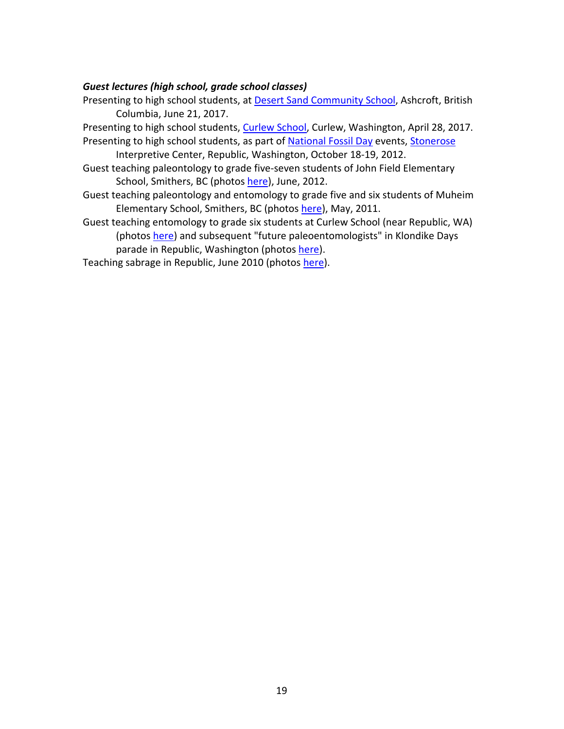***Guest lectures (high school, grade school classes)***

Presenting to high school students, at Desert Sand Community School, Ashcroft, British Columbia, June 21, 2017.

Presenting to high school students, Curlew School, Curlew, Washington, April 28, 2017.

Presenting to high school students, as part of National Fossil Day events, Stonerose Interpretive Center, Republic, Washington, October 18-19, 2012.

Guest teaching paleontology to grade five-seven students of John Field Elementary School, Smithers, BC (photos here), June, 2012.

Guest teaching paleontology and entomology to grade five and six students of Muheim Elementary School, Smithers, BC (photos here), May, 2011.

Guest teaching entomology to grade six students at Curlew School (near Republic, WA) (photos here) and subsequent "future paleoentomologists" in Klondike Days parade in Republic, Washington (photos here).

Teaching sabrage in Republic, June 2010 (photos here).